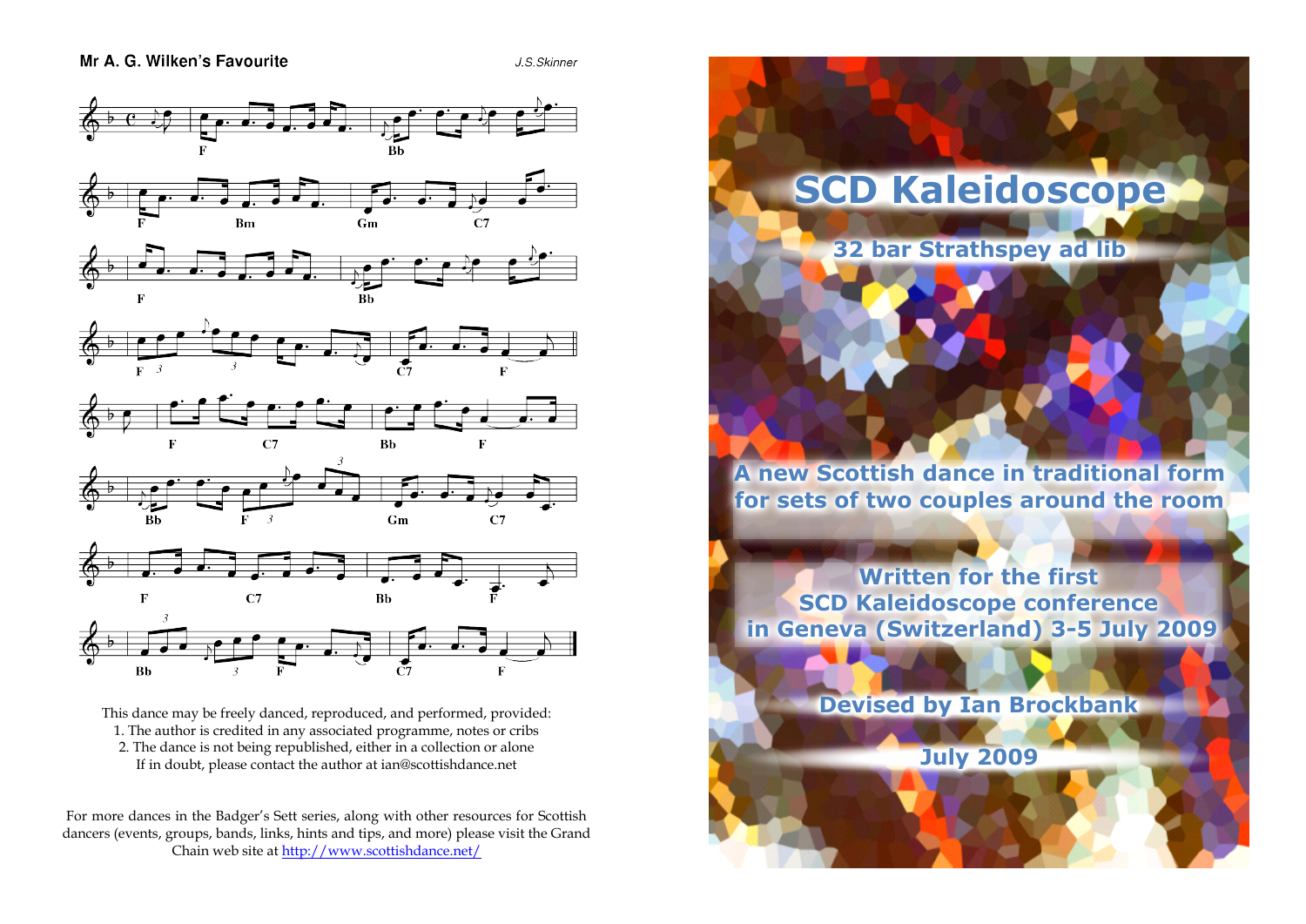## Mr A. G. Wilken's Favourite

*J.S.Skinner*

This dance may be freely danced, reproduced, and performed, provided:
1. The author is credited in any associated programme, notes or cribs
2. The dance is not being republished, either in a collection or alone

If in doubt, please contact the author at ian@scottishdance.net

For more dances in the Badger's Sett series, along with other resources for Scottish dancers (events, groups, bands, links, hints and tips, and more) please visit the Grand Chain web site at http://www.scottishdance.net/

# SCD Kaleidoscope

## 32 bar Strathspey ad lib

A new Scottish dance in traditional form for sets of two couples around the room

Written for the first SCD Kaleidoscope conference in Geneva (Switzerland) 3-5 July 2009

Devised by Ian Brockbank

July 2009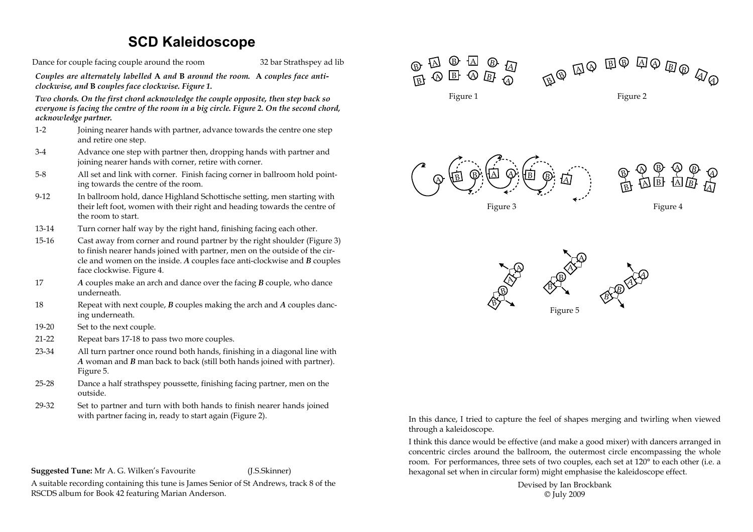# SCD Kaleidoscope

Dance for couple facing couple around the room 32 bar Strathspey ad lib

***Couples are alternately labelled* A *and* B *around the room.* A *couples face anti-clockwise, and* B *couples face clockwise. Figure 1.***

***Two chords. On the first chord acknowledge the couple opposite, then step back so everyone is facing the centre of the room in a big circle. Figure 2. On the second chord, acknowledge partner.***

| | |
|---|---|
| 1-2 | Joining nearer hands with partner, advance towards the centre one step and retire one step. |
| 3-4 | Advance one step with partner then, dropping hands with partner and joining nearer hands with corner, retire with corner. |
| 5-8 | All set and link with corner. Finish facing corner in ballroom hold pointing towards the centre of the room. |
| 9-12 | In ballroom hold, dance Highland Schottische setting, men starting with their left foot, women with their right and heading towards the centre of the room to start. |
| 13-14 | Turn corner half way by the right hand, finishing facing each other. |
| 15-16 | Cast away from corner and round partner by the right shoulder (Figure 3) to finish nearer hands joined with partner, men on the outside of the circle and women on the inside. ***A*** couples face anti-clockwise and ***B*** couples face clockwise. Figure 4. |
| 17 | ***A*** couples make an arch and dance over the facing ***B*** couple, who dance underneath. |
| 18 | Repeat with next couple, ***B*** couples making the arch and ***A*** couples dancing underneath. |
| 19-20 | Set to the next couple. |
| 21-22 | Repeat bars 17-18 to pass two more couples. |
| 23-34 | All turn partner once round both hands, finishing in a diagonal line with ***A*** woman and ***B*** man back to back (still both hands joined with partner). Figure 5. |
| 25-28 | Dance a half strathspey poussette, finishing facing partner, men on the outside. |
| 29-32 | Set to partner and turn with both hands to finish nearer hands joined with partner facing in, ready to start again (Figure 2). |

**Suggested Tune:** Mr A. G. Wilken's Favourite (J.S.Skinner)

A suitable recording containing this tune is James Senior of St Andrews, track 8 of the RSCDS album for Book 42 featuring Marian Anderson.

Figure 1

Figure 2

Figure 3

Figure 4

Figure 5

In this dance, I tried to capture the feel of shapes merging and twirling when viewed through a kaleidoscope.

I think this dance would be effective (and make a good mixer) with dancers arranged in concentric circles around the ballroom, the outermost circle encompassing the whole room. For performances, three sets of two couples, each set at 120° to each other (i.e. a hexagonal set when in circular form) might emphasise the kaleidoscope effect.

Devised by Ian Brockbank
© July 2009